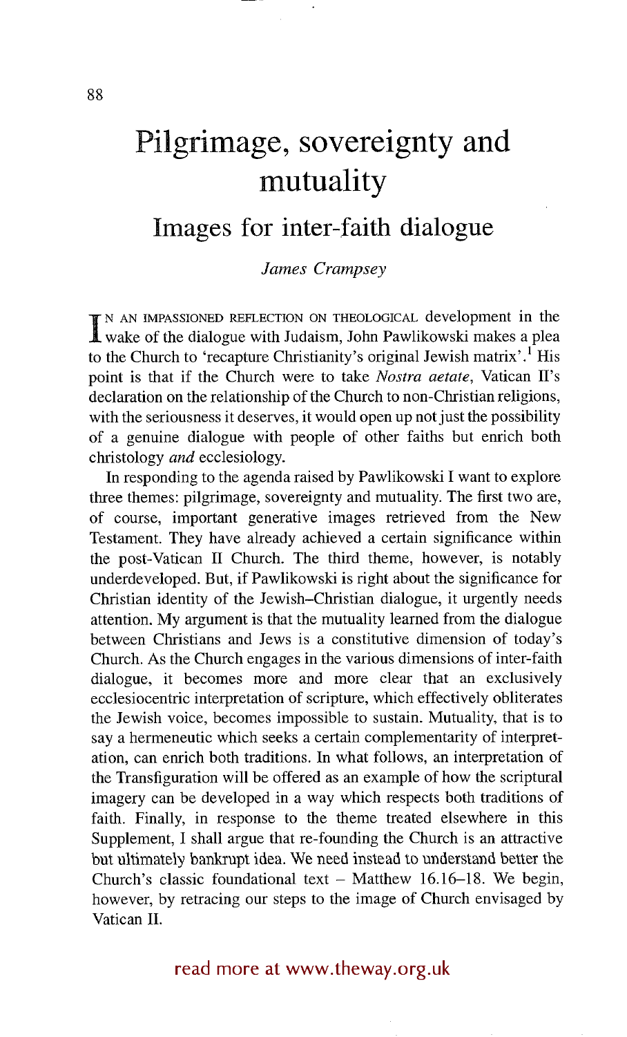# Pilgrimage, sovereignty and mutuality

## Images for inter-faith dialogue

*James Crampsey*

In an impassioned reflection on theological development in the wake of the dialogue with Judaism, John Pawlikowski makes a plea to the Church to 'recapture Christianity's original Jewish matrix'.[1] His point is that if the Church were to take *Nostra aetate*, Vatican II's declaration on the relationship of the Church to non-Christian religions, with the seriousness it deserves, it would open up not just the possibility of a genuine dialogue with people of other faiths but enrich both christology *and* ecclesiology.

In responding to the agenda raised by Pawlikowski I want to explore three themes: pilgrimage, sovereignty and mutuality. The first two are, of course, important generative images retrieved from the New Testament. They have already achieved a certain significance within the post-Vatican II Church. The third theme, however, is notably underdeveloped. But, if Pawlikowski is right about the significance for Christian identity of the Jewish–Christian dialogue, it urgently needs attention. My argument is that the mutuality learned from the dialogue between Christians and Jews is a constitutive dimension of today's Church. As the Church engages in the various dimensions of inter-faith dialogue, it becomes more and more clear that an exclusively ecclesiocentric interpretation of scripture, which effectively obliterates the Jewish voice, becomes impossible to sustain. Mutuality, that is to say a hermeneutic which seeks a certain complementarity of interpretation, can enrich both traditions. In what follows, an interpretation of the Transfiguration will be offered as an example of how the scriptural imagery can be developed in a way which respects both traditions of faith. Finally, in response to the theme treated elsewhere in this Supplement, I shall argue that re-founding the Church is an attractive but ultimately bankrupt idea. We need instead to understand better the Church's classic foundational text – Matthew 16.16–18. We begin, however, by retracing our steps to the image of Church envisaged by Vatican II.

read more at www.theway.org.uk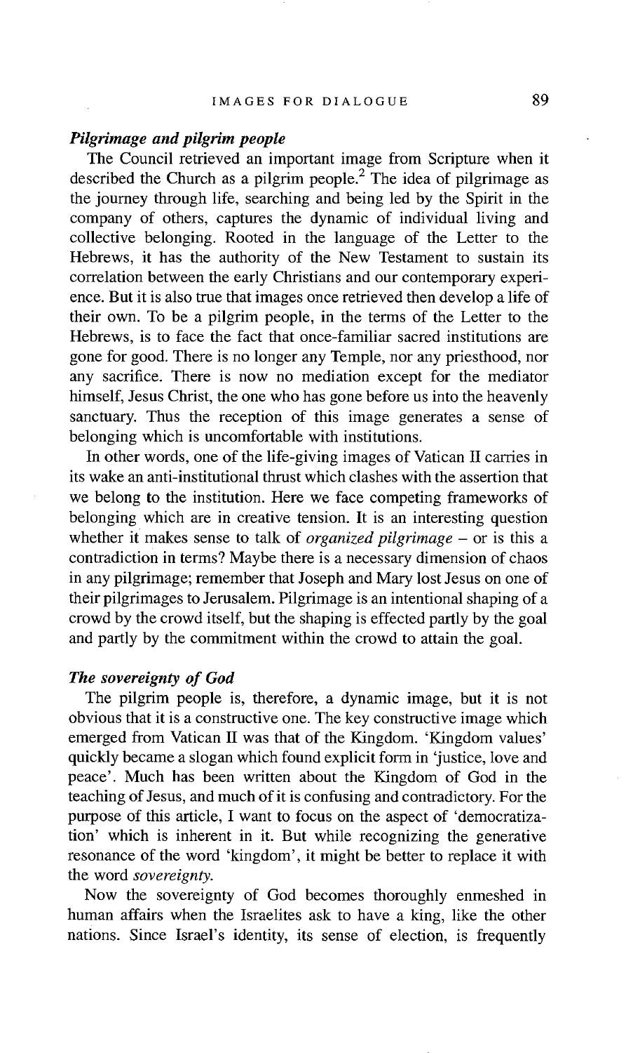### *Pilgrimage and pilgrim people*

The Council retrieved an important image from Scripture when it described the Church as a pilgrim people.[2] The idea of pilgrimage as the journey through life, searching and being led by the Spirit in the company of others, captures the dynamic of individual living and collective belonging. Rooted in the language of the Letter to the Hebrews, it has the authority of the New Testament to sustain its correlation between the early Christians and our contemporary experience. But it is also true that images once retrieved then develop a life of their own. To be a pilgrim people, in the terms of the Letter to the Hebrews, is to face the fact that once-familiar sacred institutions are gone for good. There is no longer any Temple, nor any priesthood, nor any sacrifice. There is now no mediation except for the mediator himself, Jesus Christ, the one who has gone before us into the heavenly sanctuary. Thus the reception of this image generates a sense of belonging which is uncomfortable with institutions.

In other words, one of the life-giving images of Vatican II carries in its wake an anti-institutional thrust which clashes with the assertion that we belong to the institution. Here we face competing frameworks of belonging which are in creative tension. It is an interesting question whether it makes sense to talk of *organized pilgrimage* – or is this a contradiction in terms? Maybe there is a necessary dimension of chaos in any pilgrimage; remember that Joseph and Mary lost Jesus on one of their pilgrimages to Jerusalem. Pilgrimage is an intentional shaping of a crowd by the crowd itself, but the shaping is effected partly by the goal and partly by the commitment within the crowd to attain the goal.

### *The sovereignty of God*

The pilgrim people is, therefore, a dynamic image, but it is not obvious that it is a constructive one. The key constructive image which emerged from Vatican II was that of the Kingdom. 'Kingdom values' quickly became a slogan which found explicit form in 'justice, love and peace'. Much has been written about the Kingdom of God in the teaching of Jesus, and much of it is confusing and contradictory. For the purpose of this article, I want to focus on the aspect of 'democratization' which is inherent in it. But while recognizing the generative resonance of the word 'kingdom', it might be better to replace it with the word *sovereignty*.

Now the sovereignty of God becomes thoroughly enmeshed in human affairs when the Israelites ask to have a king, like the other nations. Since Israel's identity, its sense of election, is frequently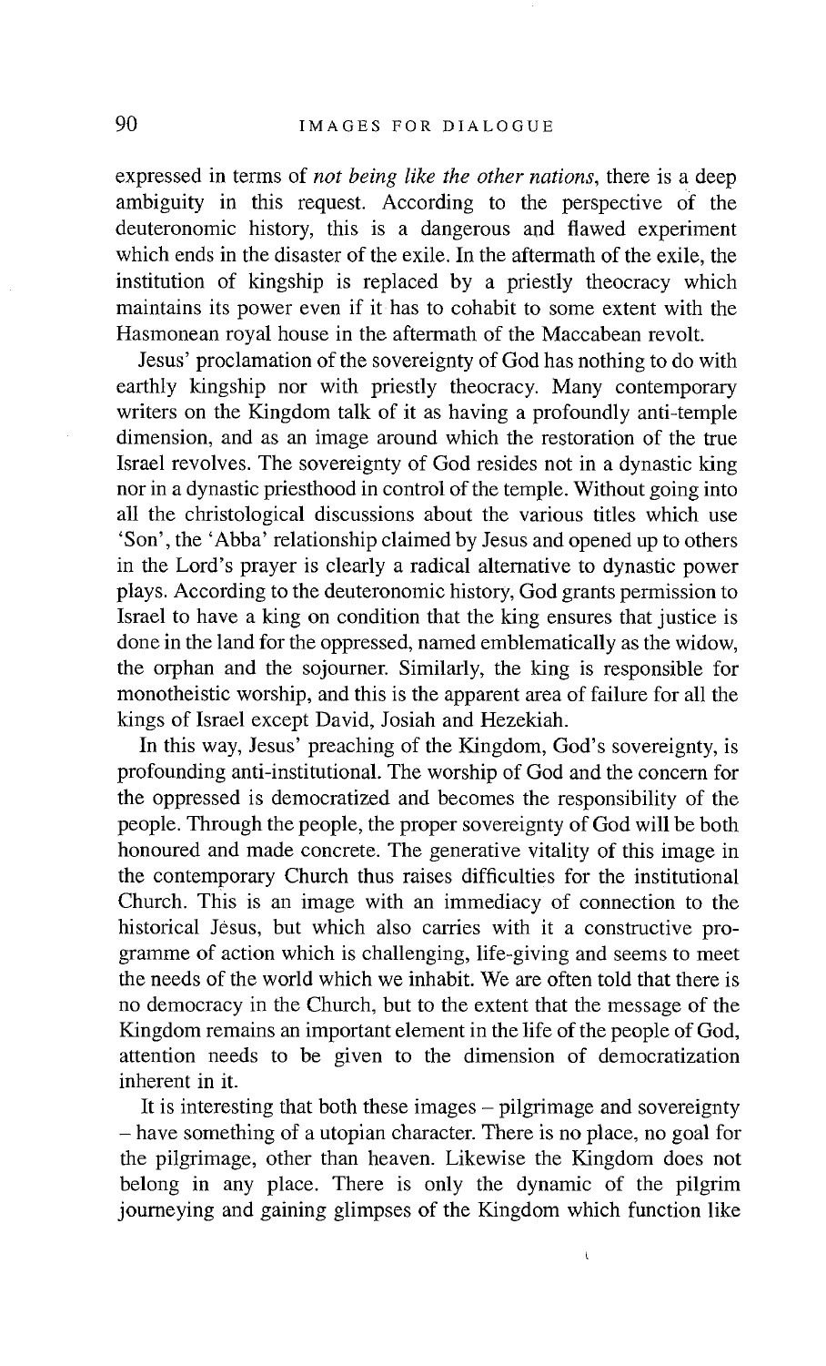expressed in terms of *not being like the other nations*, there is a deep ambiguity in this request. According to the perspective of the deuteronomic history, this is a dangerous and flawed experiment which ends in the disaster of the exile. In the aftermath of the exile, the institution of kingship is replaced by a priestly theocracy which maintains its power even if it has to cohabit to some extent with the Hasmonean royal house in the aftermath of the Maccabean revolt.

Jesus' proclamation of the sovereignty of God has nothing to do with earthly kingship nor with priestly theocracy. Many contemporary writers on the Kingdom talk of it as having a profoundly anti-temple dimension, and as an image around which the restoration of the true Israel revolves. The sovereignty of God resides not in a dynastic king nor in a dynastic priesthood in control of the temple. Without going into all the christological discussions about the various titles which use 'Son', the 'Abba' relationship claimed by Jesus and opened up to others in the Lord's prayer is clearly a radical alternative to dynastic power plays. According to the deuteronomic history, God grants permission to Israel to have a king on condition that the king ensures that justice is done in the land for the oppressed, named emblematically as the widow, the orphan and the sojourner. Similarly, the king is responsible for monotheistic worship, and this is the apparent area of failure for all the kings of Israel except David, Josiah and Hezekiah.

In this way, Jesus' preaching of the Kingdom, God's sovereignty, is profounding anti-institutional. The worship of God and the concern for the oppressed is democratized and becomes the responsibility of the people. Through the people, the proper sovereignty of God will be both honoured and made concrete. The generative vitality of this image in the contemporary Church thus raises difficulties for the institutional Church. This is an image with an immediacy of connection to the historical Jesus, but which also carries with it a constructive programme of action which is challenging, life-giving and seems to meet the needs of the world which we inhabit. We are often told that there is no democracy in the Church, but to the extent that the message of the Kingdom remains an important element in the life of the people of God, attention needs to be given to the dimension of democratization inherent in it.

It is interesting that both these images – pilgrimage and sovereignty – have something of a utopian character. There is no place, no goal for the pilgrimage, other than heaven. Likewise the Kingdom does not belong in any place. There is only the dynamic of the pilgrim journeying and gaining glimpses of the Kingdom which function like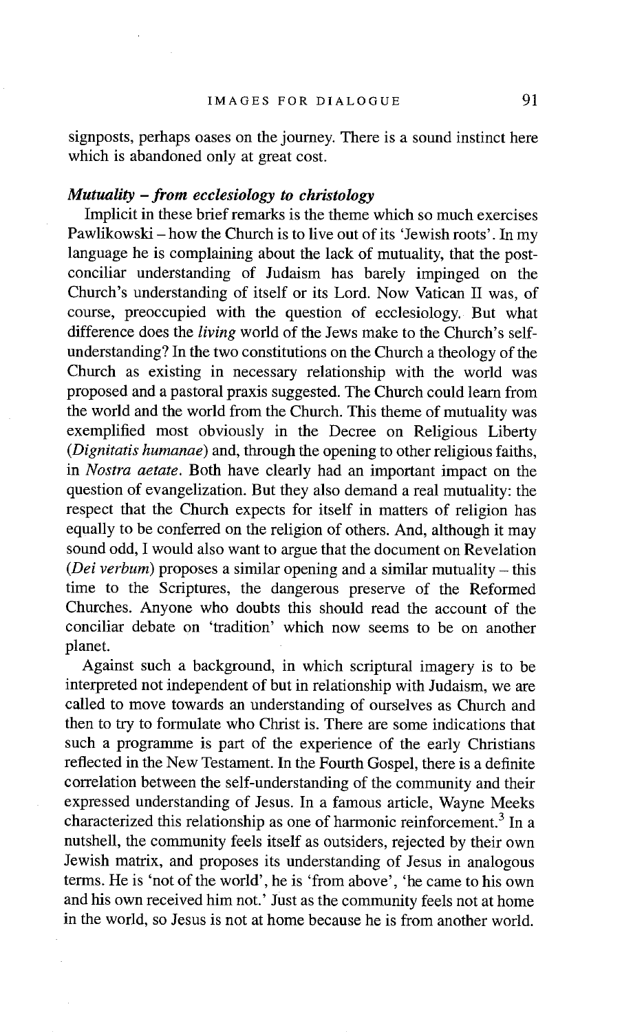signposts, perhaps oases on the journey. There is a sound instinct here which is abandoned only at great cost.

***Mutuality – from ecclesiology to christology***

Implicit in these brief remarks is the theme which so much exercises Pawlikowski – how the Church is to live out of its 'Jewish roots'. In my language he is complaining about the lack of mutuality, that the post-conciliar understanding of Judaism has barely impinged on the Church's understanding of itself or its Lord. Now Vatican II was, of course, preoccupied with the question of ecclesiology. But what difference does the *living* world of the Jews make to the Church's self-understanding? In the two constitutions on the Church a theology of the Church as existing in necessary relationship with the world was proposed and a pastoral praxis suggested. The Church could learn from the world and the world from the Church. This theme of mutuality was exemplified most obviously in the Decree on Religious Liberty (*Dignitatis humanae*) and, through the opening to other religious faiths, in *Nostra aetate*. Both have clearly had an important impact on the question of evangelization. But they also demand a real mutuality: the respect that the Church expects for itself in matters of religion has equally to be conferred on the religion of others. And, although it may sound odd, I would also want to argue that the document on Revelation (*Dei verbum*) proposes a similar opening and a similar mutuality – this time to the Scriptures, the dangerous preserve of the Reformed Churches. Anyone who doubts this should read the account of the conciliar debate on 'tradition' which now seems to be on another planet.

Against such a background, in which scriptural imagery is to be interpreted not independent of but in relationship with Judaism, we are called to move towards an understanding of ourselves as Church and then to try to formulate who Christ is. There are some indications that such a programme is part of the experience of the early Christians reflected in the New Testament. In the Fourth Gospel, there is a definite correlation between the self-understanding of the community and their expressed understanding of Jesus. In a famous article, Wayne Meeks characterized this relationship as one of harmonic reinforcement.[3] In a nutshell, the community feels itself as outsiders, rejected by their own Jewish matrix, and proposes its understanding of Jesus in analogous terms. He is 'not of the world', he is 'from above', 'he came to his own and his own received him not.' Just as the community feels not at home in the world, so Jesus is not at home because he is from another world.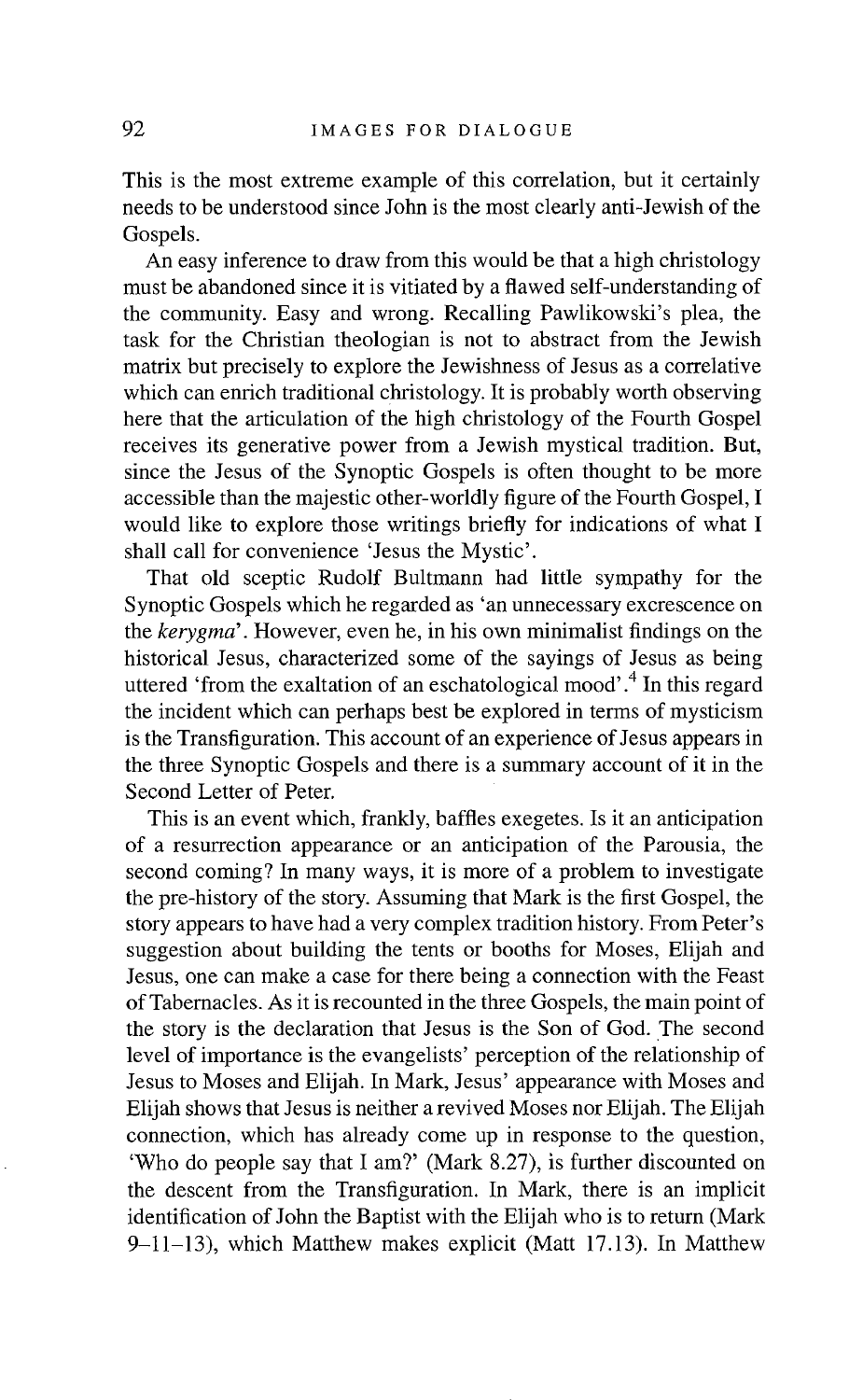This is the most extreme example of this correlation, but it certainly needs to be understood since John is the most clearly anti-Jewish of the Gospels.

An easy inference to draw from this would be that a high christology must be abandoned since it is vitiated by a flawed self-understanding of the community. Easy and wrong. Recalling Pawlikowski's plea, the task for the Christian theologian is not to abstract from the Jewish matrix but precisely to explore the Jewishness of Jesus as a correlative which can enrich traditional christology. It is probably worth observing here that the articulation of the high christology of the Fourth Gospel receives its generative power from a Jewish mystical tradition. But, since the Jesus of the Synoptic Gospels is often thought to be more accessible than the majestic other-worldly figure of the Fourth Gospel, I would like to explore those writings briefly for indications of what I shall call for convenience 'Jesus the Mystic'.

That old sceptic Rudolf Bultmann had little sympathy for the Synoptic Gospels which he regarded as 'an unnecessary excrescence on the *kerygma*'. However, even he, in his own minimalist findings on the historical Jesus, characterized some of the sayings of Jesus as being uttered 'from the exaltation of an eschatological mood'.[4] In this regard the incident which can perhaps best be explored in terms of mysticism is the Transfiguration. This account of an experience of Jesus appears in the three Synoptic Gospels and there is a summary account of it in the Second Letter of Peter.

This is an event which, frankly, baffles exegetes. Is it an anticipation of a resurrection appearance or an anticipation of the Parousia, the second coming? In many ways, it is more of a problem to investigate the pre-history of the story. Assuming that Mark is the first Gospel, the story appears to have had a very complex tradition history. From Peter's suggestion about building the tents or booths for Moses, Elijah and Jesus, one can make a case for there being a connection with the Feast of Tabernacles. As it is recounted in the three Gospels, the main point of the story is the declaration that Jesus is the Son of God. The second level of importance is the evangelists' perception of the relationship of Jesus to Moses and Elijah. In Mark, Jesus' appearance with Moses and Elijah shows that Jesus is neither a revived Moses nor Elijah. The Elijah connection, which has already come up in response to the question, 'Who do people say that I am?' (Mark 8.27), is further discounted on the descent from the Transfiguration. In Mark, there is an implicit identification of John the Baptist with the Elijah who is to return (Mark 9–11–13), which Matthew makes explicit (Matt 17.13). In Matthew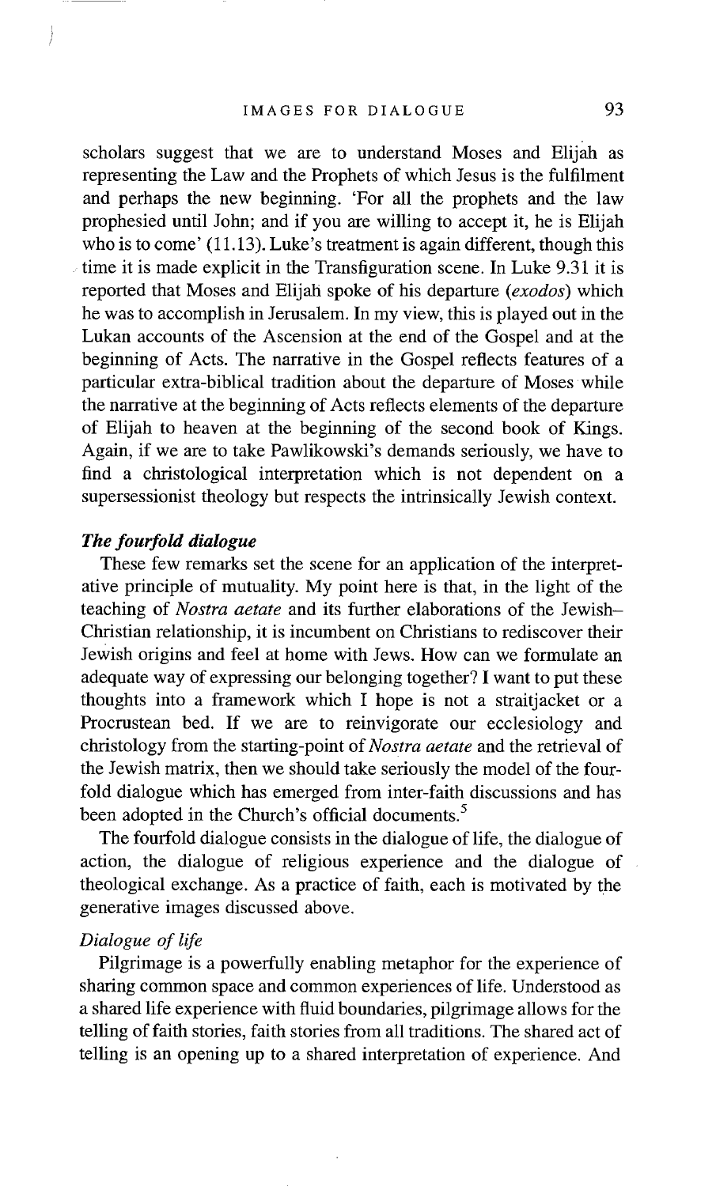scholars suggest that we are to understand Moses and Elijah as representing the Law and the Prophets of which Jesus is the fulfilment and perhaps the new beginning. 'For all the prophets and the law prophesied until John; and if you are willing to accept it, he is Elijah who is to come' (11.13). Luke's treatment is again different, though this time it is made explicit in the Transfiguration scene. In Luke 9.31 it is reported that Moses and Elijah spoke of his departure (*exodos*) which he was to accomplish in Jerusalem. In my view, this is played out in the Lukan accounts of the Ascension at the end of the Gospel and at the beginning of Acts. The narrative in the Gospel reflects features of a particular extra-biblical tradition about the departure of Moses while the narrative at the beginning of Acts reflects elements of the departure of Elijah to heaven at the beginning of the second book of Kings. Again, if we are to take Pawlikowski's demands seriously, we have to find a christological interpretation which is not dependent on a supersessionist theology but respects the intrinsically Jewish context.

### *The fourfold dialogue*

These few remarks set the scene for an application of the interpretative principle of mutuality. My point here is that, in the light of the teaching of *Nostra aetate* and its further elaborations of the Jewish–Christian relationship, it is incumbent on Christians to rediscover their Jewish origins and feel at home with Jews. How can we formulate an adequate way of expressing our belonging together? I want to put these thoughts into a framework which I hope is not a straitjacket or a Procrustean bed. If we are to reinvigorate our ecclesiology and christology from the starting-point of *Nostra aetate* and the retrieval of the Jewish matrix, then we should take seriously the model of the fourfold dialogue which has emerged from inter-faith discussions and has been adopted in the Church's official documents.[5]

The fourfold dialogue consists in the dialogue of life, the dialogue of action, the dialogue of religious experience and the dialogue of theological exchange. As a practice of faith, each is motivated by the generative images discussed above.

#### *Dialogue of life*

Pilgrimage is a powerfully enabling metaphor for the experience of sharing common space and common experiences of life. Understood as a shared life experience with fluid boundaries, pilgrimage allows for the telling of faith stories, faith stories from all traditions. The shared act of telling is an opening up to a shared interpretation of experience. And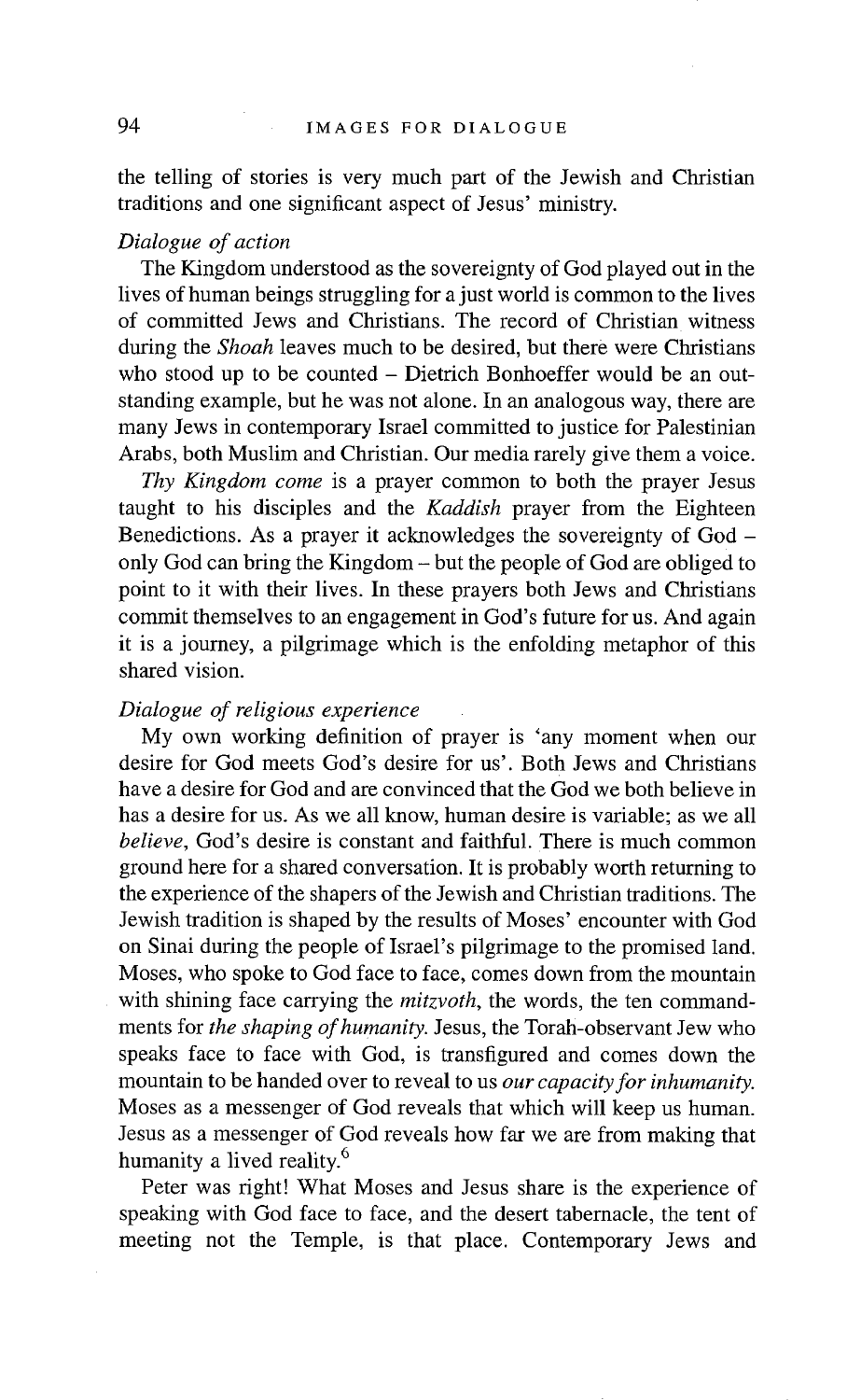the telling of stories is very much part of the Jewish and Christian traditions and one significant aspect of Jesus' ministry.

*Dialogue of action*

The Kingdom understood as the sovereignty of God played out in the lives of human beings struggling for a just world is common to the lives of committed Jews and Christians. The record of Christian witness during the *Shoah* leaves much to be desired, but there were Christians who stood up to be counted – Dietrich Bonhoeffer would be an outstanding example, but he was not alone. In an analogous way, there are many Jews in contemporary Israel committed to justice for Palestinian Arabs, both Muslim and Christian. Our media rarely give them a voice.

*Thy Kingdom come* is a prayer common to both the prayer Jesus taught to his disciples and the *Kaddish* prayer from the Eighteen Benedictions. As a prayer it acknowledges the sovereignty of God – only God can bring the Kingdom – but the people of God are obliged to point to it with their lives. In these prayers both Jews and Christians commit themselves to an engagement in God's future for us. And again it is a journey, a pilgrimage which is the enfolding metaphor of this shared vision.

*Dialogue of religious experience*

My own working definition of prayer is 'any moment when our desire for God meets God's desire for us'. Both Jews and Christians have a desire for God and are convinced that the God we both believe in has a desire for us. As we all know, human desire is variable; as we all *believe*, God's desire is constant and faithful. There is much common ground here for a shared conversation. It is probably worth returning to the experience of the shapers of the Jewish and Christian traditions. The Jewish tradition is shaped by the results of Moses' encounter with God on Sinai during the people of Israel's pilgrimage to the promised land. Moses, who spoke to God face to face, comes down from the mountain with shining face carrying the *mitzvoth*, the words, the ten commandments for *the shaping of humanity*. Jesus, the Torah-observant Jew who speaks face to face with God, is transfigured and comes down the mountain to be handed over to reveal to us *our capacity for inhumanity*. Moses as a messenger of God reveals that which will keep us human. Jesus as a messenger of God reveals how far we are from making that humanity a lived reality.[6]

Peter was right! What Moses and Jesus share is the experience of speaking with God face to face, and the desert tabernacle, the tent of meeting not the Temple, is that place. Contemporary Jews and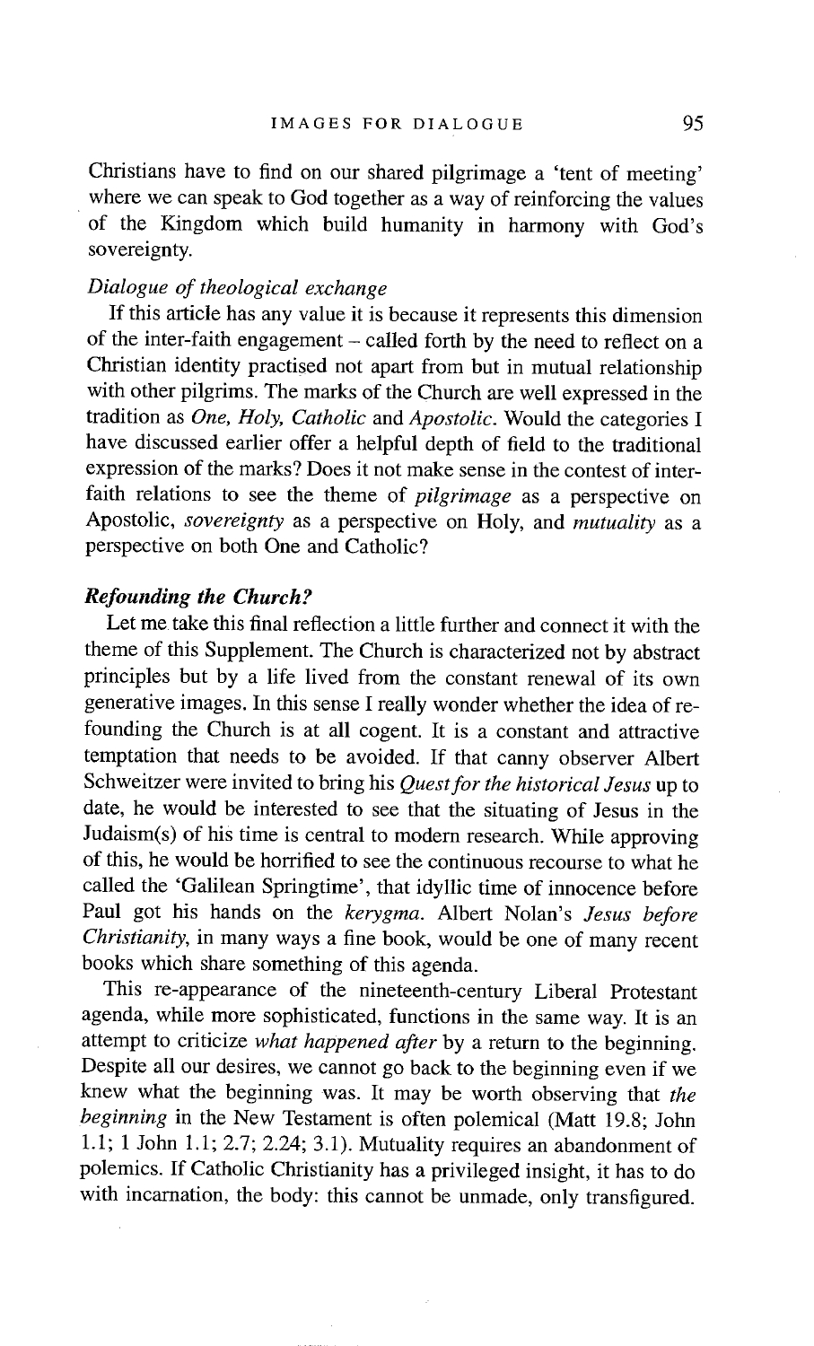Christians have to find on our shared pilgrimage a 'tent of meeting' where we can speak to God together as a way of reinforcing the values of the Kingdom which build humanity in harmony with God's sovereignty.

*Dialogue of theological exchange*

If this article has any value it is because it represents this dimension of the inter-faith engagement – called forth by the need to reflect on a Christian identity practised not apart from but in mutual relationship with other pilgrims. The marks of the Church are well expressed in the tradition as *One, Holy, Catholic* and *Apostolic*. Would the categories I have discussed earlier offer a helpful depth of field to the traditional expression of the marks? Does it not make sense in the contest of inter-faith relations to see the theme of *pilgrimage* as a perspective on Apostolic, *sovereignty* as a perspective on Holy, and *mutuality* as a perspective on both One and Catholic?

### *Refounding the Church?*

Let me take this final reflection a little further and connect it with the theme of this Supplement. The Church is characterized not by abstract principles but by a life lived from the constant renewal of its own generative images. In this sense I really wonder whether the idea of re-founding the Church is at all cogent. It is a constant and attractive temptation that needs to be avoided. If that canny observer Albert Schweitzer were invited to bring his *Quest for the historical Jesus* up to date, he would be interested to see that the situating of Jesus in the Judaism(s) of his time is central to modern research. While approving of this, he would be horrified to see the continuous recourse to what he called the 'Galilean Springtime', that idyllic time of innocence before Paul got his hands on the *kerygma*. Albert Nolan's *Jesus before Christianity*, in many ways a fine book, would be one of many recent books which share something of this agenda.

This re-appearance of the nineteenth-century Liberal Protestant agenda, while more sophisticated, functions in the same way. It is an attempt to criticize *what happened after* by a return to the beginning. Despite all our desires, we cannot go back to the beginning even if we knew what the beginning was. It may be worth observing that *the beginning* in the New Testament is often polemical (Matt 19.8; John 1.1; 1 John 1.1; 2.7; 2.24; 3.1). Mutuality requires an abandonment of polemics. If Catholic Christianity has a privileged insight, it has to do with incarnation, the body: this cannot be unmade, only transfigured.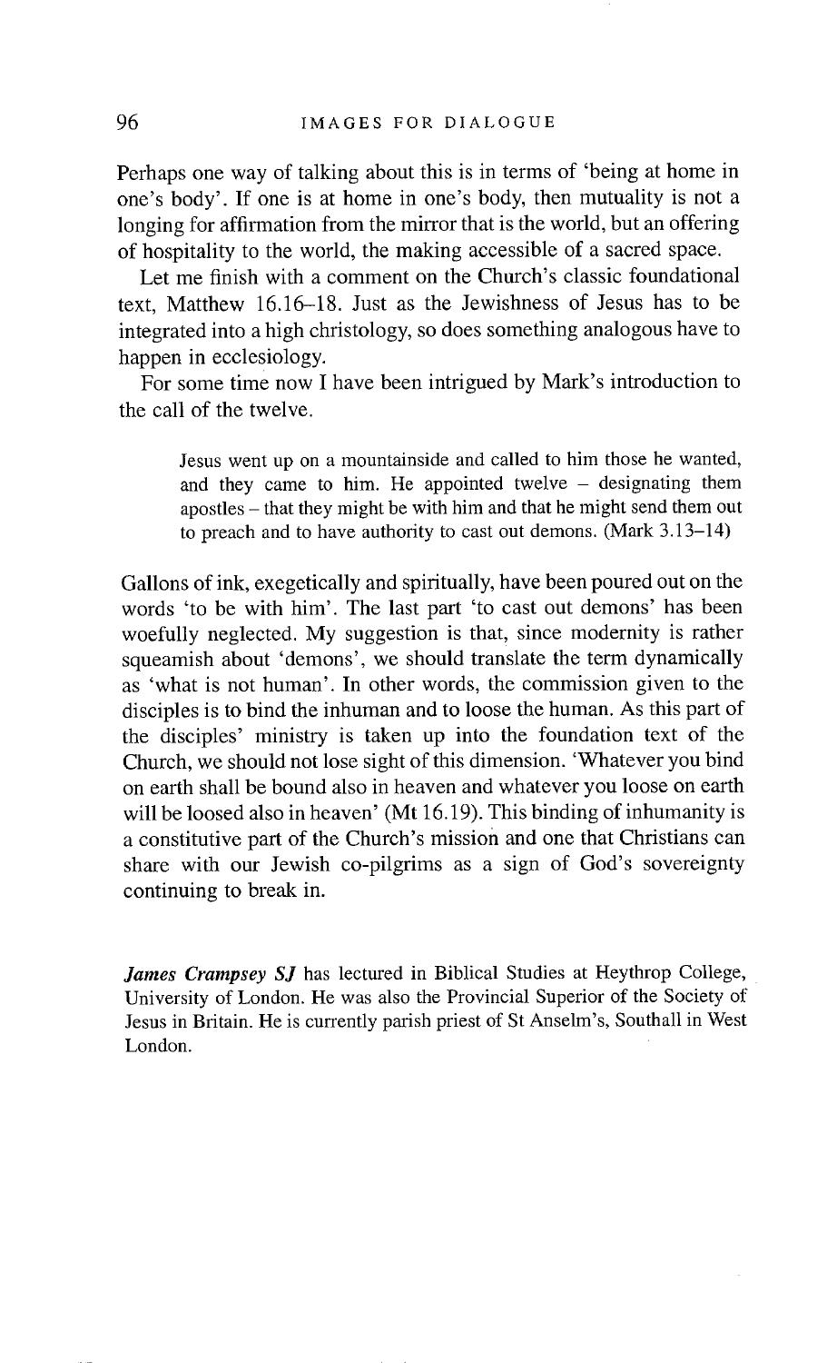Perhaps one way of talking about this is in terms of 'being at home in one's body'. If one is at home in one's body, then mutuality is not a longing for affirmation from the mirror that is the world, but an offering of hospitality to the world, the making accessible of a sacred space.

Let me finish with a comment on the Church's classic foundational text, Matthew 16.16–18. Just as the Jewishness of Jesus has to be integrated into a high christology, so does something analogous have to happen in ecclesiology.

For some time now I have been intrigued by Mark's introduction to the call of the twelve.

> Jesus went up on a mountainside and called to him those he wanted, and they came to him. He appointed twelve – designating them apostles – that they might be with him and that he might send them out to preach and to have authority to cast out demons. (Mark 3.13–14)

Gallons of ink, exegetically and spiritually, have been poured out on the words 'to be with him'. The last part 'to cast out demons' has been woefully neglected. My suggestion is that, since modernity is rather squeamish about 'demons', we should translate the term dynamically as 'what is not human'. In other words, the commission given to the disciples is to bind the inhuman and to loose the human. As this part of the disciples' ministry is taken up into the foundation text of the Church, we should not lose sight of this dimension. 'Whatever you bind on earth shall be bound also in heaven and whatever you loose on earth will be loosed also in heaven' (Mt 16.19). This binding of inhumanity is a constitutive part of the Church's mission and one that Christians can share with our Jewish co-pilgrims as a sign of God's sovereignty continuing to break in.

***James Crampsey SJ*** has lectured in Biblical Studies at Heythrop College, University of London. He was also the Provincial Superior of the Society of Jesus in Britain. He is currently parish priest of St Anselm's, Southall in West London.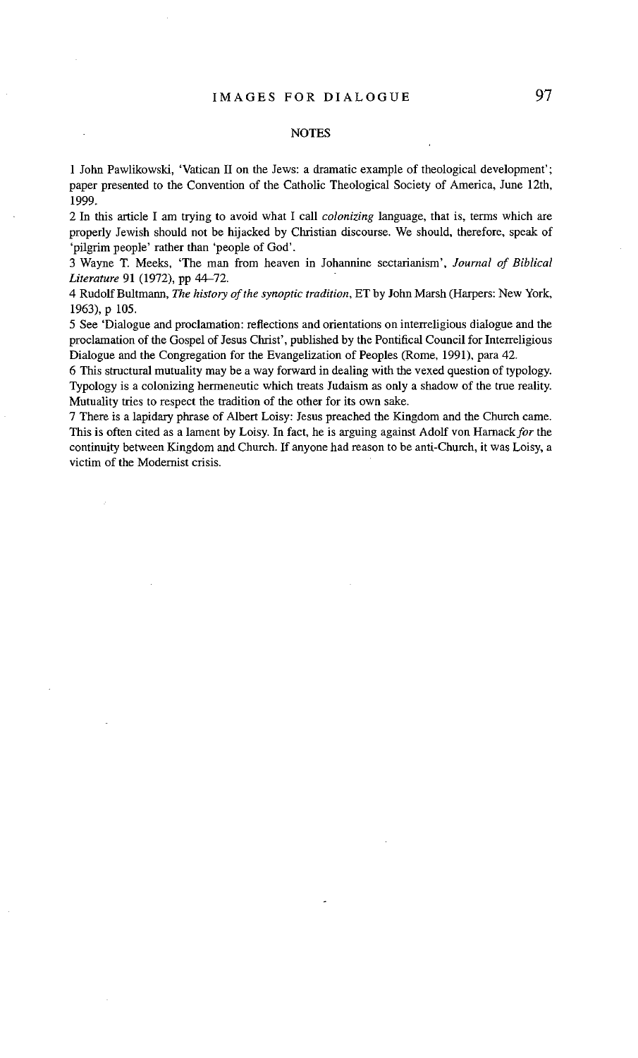## NOTES

1 John Pawlikowski, 'Vatican II on the Jews: a dramatic example of theological development'; paper presented to the Convention of the Catholic Theological Society of America, June 12th, 1999.

2 In this article I am trying to avoid what I call *colonizing* language, that is, terms which are properly Jewish should not be hijacked by Christian discourse. We should, therefore, speak of 'pilgrim people' rather than 'people of God'.

3 Wayne T. Meeks, 'The man from heaven in Johannine sectarianism', *Journal of Biblical Literature* 91 (1972), pp 44–72.

4 Rudolf Bultmann, *The history of the synoptic tradition*, ET by John Marsh (Harpers: New York, 1963), p 105.

5 See 'Dialogue and proclamation: reflections and orientations on interreligious dialogue and the proclamation of the Gospel of Jesus Christ', published by the Pontifical Council for Interreligious Dialogue and the Congregation for the Evangelization of Peoples (Rome, 1991), para 42.

6 This structural mutuality may be a way forward in dealing with the vexed question of typology. Typology is a colonizing hermeneutic which treats Judaism as only a shadow of the true reality. Mutuality tries to respect the tradition of the other for its own sake.

7 There is a lapidary phrase of Albert Loisy: Jesus preached the Kingdom and the Church came. This is often cited as a lament by Loisy. In fact, he is arguing against Adolf von Harnack *for* the continuity between Kingdom and Church. If anyone had reason to be anti-Church, it was Loisy, a victim of the Modernist crisis.